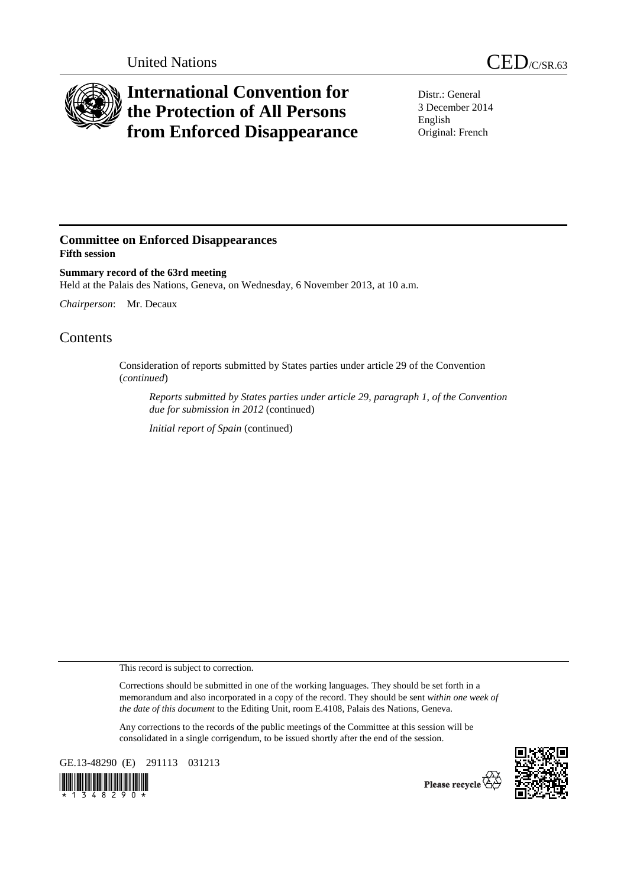United Nations

CED/C/SR.63

# International Convention for the Protection of All Persons from Enforced Disappearance

Distr.: General
3 December 2014
English
Original: French

## Committee on Enforced Disappearances

**Fifth session**

**Summary record of the 63rd meeting**

Held at the Palais des Nations, Geneva, on Wednesday, 6 November 2013, at 10 a.m.

*Chairperson*: Mr. Decaux

# Contents

Consideration of reports submitted by States parties under article 29 of the Convention (*continued*)

*Reports submitted by States parties under article 29, paragraph 1, of the Convention due for submission in 2012* (continued)

*Initial report of Spain* (continued)

This record is subject to correction.

Corrections should be submitted in one of the working languages. They should be set forth in a memorandum and also incorporated in a copy of the record. They should be sent *within one week of the date of this document* to the Editing Unit, room E.4108, Palais des Nations, Geneva.

Any corrections to the records of the public meetings of the Committee at this session will be consolidated in a single corrigendum, to be issued shortly after the end of the session.

GE.13-48290 (E) 291113 031213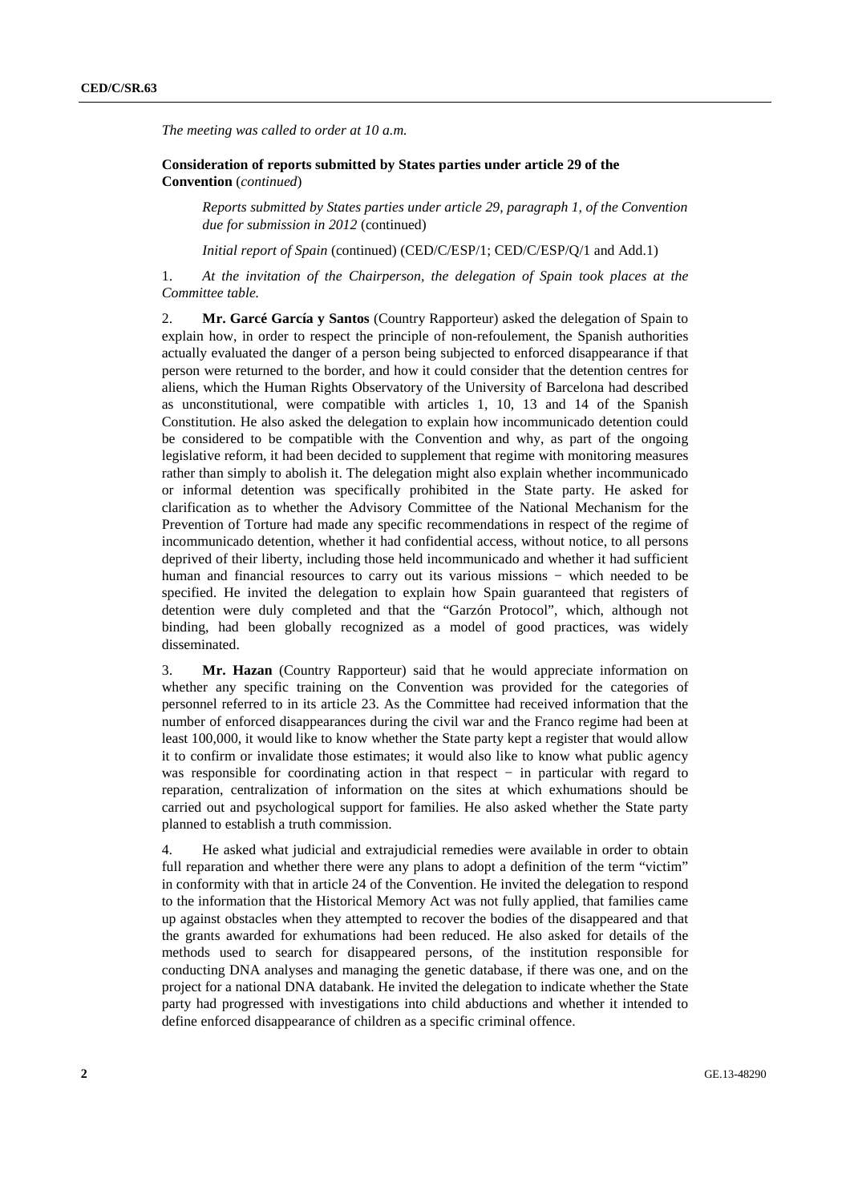*The meeting was called to order at 10 a.m.*

**Consideration of reports submitted by States parties under article 29 of the Convention** (*continued*)

*Reports submitted by States parties under article 29, paragraph 1, of the Convention due for submission in 2012* (continued)

*Initial report of Spain* (continued) (CED/C/ESP/1; CED/C/ESP/Q/1 and Add.1)

1. *At the invitation of the Chairperson, the delegation of Spain took places at the Committee table.*

2. **Mr. Garcé García y Santos** (Country Rapporteur) asked the delegation of Spain to explain how, in order to respect the principle of non-refoulement, the Spanish authorities actually evaluated the danger of a person being subjected to enforced disappearance if that person were returned to the border, and how it could consider that the detention centres for aliens, which the Human Rights Observatory of the University of Barcelona had described as unconstitutional, were compatible with articles 1, 10, 13 and 14 of the Spanish Constitution. He also asked the delegation to explain how incommunicado detention could be considered to be compatible with the Convention and why, as part of the ongoing legislative reform, it had been decided to supplement that regime with monitoring measures rather than simply to abolish it. The delegation might also explain whether incommunicado or informal detention was specifically prohibited in the State party. He asked for clarification as to whether the Advisory Committee of the National Mechanism for the Prevention of Torture had made any specific recommendations in respect of the regime of incommunicado detention, whether it had confidential access, without notice, to all persons deprived of their liberty, including those held incommunicado and whether it had sufficient human and financial resources to carry out its various missions − which needed to be specified. He invited the delegation to explain how Spain guaranteed that registers of detention were duly completed and that the "Garzón Protocol", which, although not binding, had been globally recognized as a model of good practices, was widely disseminated.

3. **Mr. Hazan** (Country Rapporteur) said that he would appreciate information on whether any specific training on the Convention was provided for the categories of personnel referred to in its article 23. As the Committee had received information that the number of enforced disappearances during the civil war and the Franco regime had been at least 100,000, it would like to know whether the State party kept a register that would allow it to confirm or invalidate those estimates; it would also like to know what public agency was responsible for coordinating action in that respect − in particular with regard to reparation, centralization of information on the sites at which exhumations should be carried out and psychological support for families. He also asked whether the State party planned to establish a truth commission.

4. He asked what judicial and extrajudicial remedies were available in order to obtain full reparation and whether there were any plans to adopt a definition of the term "victim" in conformity with that in article 24 of the Convention. He invited the delegation to respond to the information that the Historical Memory Act was not fully applied, that families came up against obstacles when they attempted to recover the bodies of the disappeared and that the grants awarded for exhumations had been reduced. He also asked for details of the methods used to search for disappeared persons, of the institution responsible for conducting DNA analyses and managing the genetic database, if there was one, and on the project for a national DNA databank. He invited the delegation to indicate whether the State party had progressed with investigations into child abductions and whether it intended to define enforced disappearance of children as a specific criminal offence.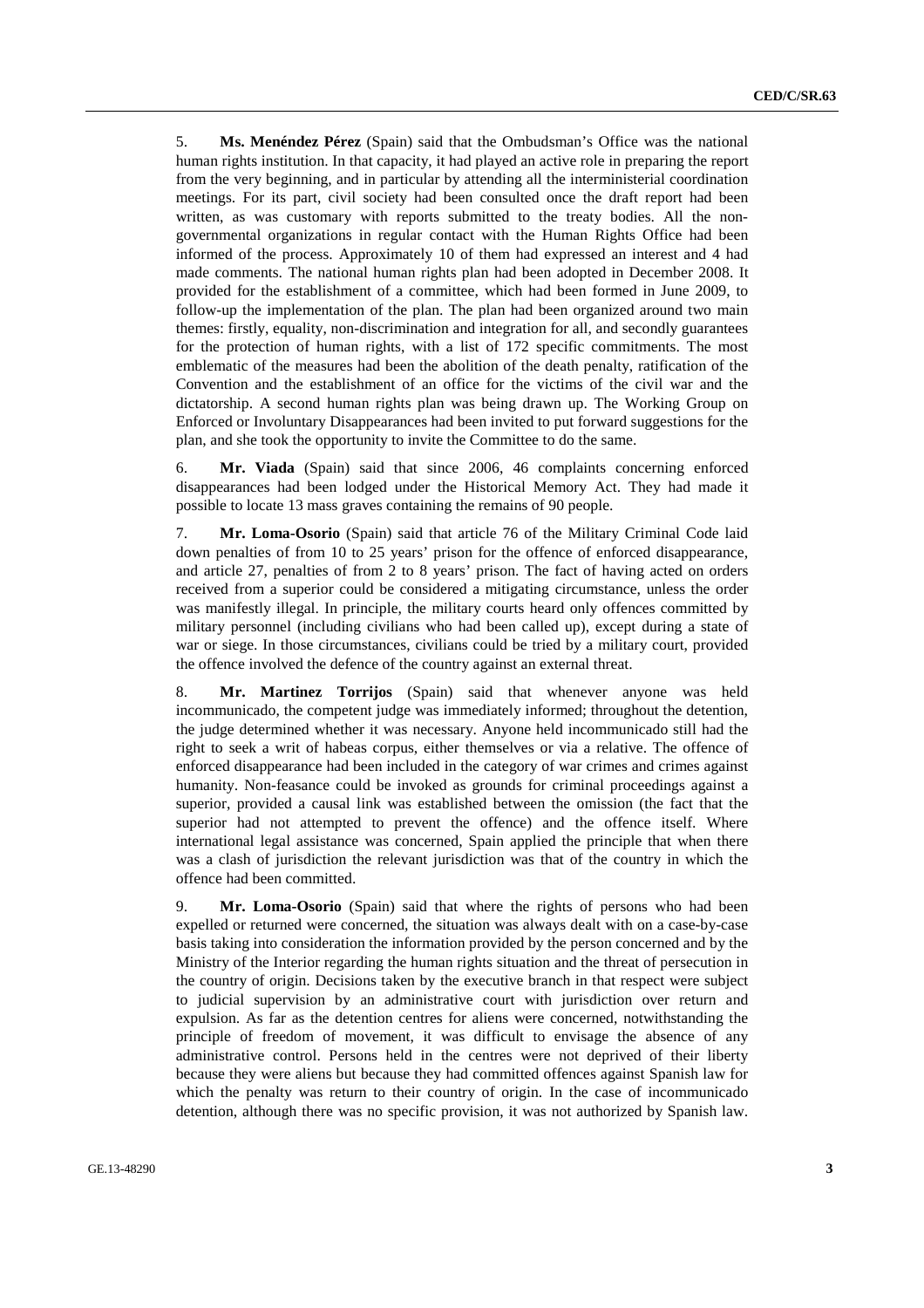5. **Ms. Menéndez Pérez** (Spain) said that the Ombudsman's Office was the national human rights institution. In that capacity, it had played an active role in preparing the report from the very beginning, and in particular by attending all the interministerial coordination meetings. For its part, civil society had been consulted once the draft report had been written, as was customary with reports submitted to the treaty bodies. All the non-governmental organizations in regular contact with the Human Rights Office had been informed of the process. Approximately 10 of them had expressed an interest and 4 had made comments. The national human rights plan had been adopted in December 2008. It provided for the establishment of a committee, which had been formed in June 2009, to follow-up the implementation of the plan. The plan had been organized around two main themes: firstly, equality, non-discrimination and integration for all, and secondly guarantees for the protection of human rights, with a list of 172 specific commitments. The most emblematic of the measures had been the abolition of the death penalty, ratification of the Convention and the establishment of an office for the victims of the civil war and the dictatorship. A second human rights plan was being drawn up. The Working Group on Enforced or Involuntary Disappearances had been invited to put forward suggestions for the plan, and she took the opportunity to invite the Committee to do the same.

6. **Mr. Viada** (Spain) said that since 2006, 46 complaints concerning enforced disappearances had been lodged under the Historical Memory Act. They had made it possible to locate 13 mass graves containing the remains of 90 people.

7. **Mr. Loma-Osorio** (Spain) said that article 76 of the Military Criminal Code laid down penalties of from 10 to 25 years' prison for the offence of enforced disappearance, and article 27, penalties of from 2 to 8 years' prison. The fact of having acted on orders received from a superior could be considered a mitigating circumstance, unless the order was manifestly illegal. In principle, the military courts heard only offences committed by military personnel (including civilians who had been called up), except during a state of war or siege. In those circumstances, civilians could be tried by a military court, provided the offence involved the defence of the country against an external threat.

8. **Mr. Martinez Torrijos** (Spain) said that whenever anyone was held incommunicado, the competent judge was immediately informed; throughout the detention, the judge determined whether it was necessary. Anyone held incommunicado still had the right to seek a writ of habeas corpus, either themselves or via a relative. The offence of enforced disappearance had been included in the category of war crimes and crimes against humanity. Non-feasance could be invoked as grounds for criminal proceedings against a superior, provided a causal link was established between the omission (the fact that the superior had not attempted to prevent the offence) and the offence itself. Where international legal assistance was concerned, Spain applied the principle that when there was a clash of jurisdiction the relevant jurisdiction was that of the country in which the offence had been committed.

9. **Mr. Loma-Osorio** (Spain) said that where the rights of persons who had been expelled or returned were concerned, the situation was always dealt with on a case-by-case basis taking into consideration the information provided by the person concerned and by the Ministry of the Interior regarding the human rights situation and the threat of persecution in the country of origin. Decisions taken by the executive branch in that respect were subject to judicial supervision by an administrative court with jurisdiction over return and expulsion. As far as the detention centres for aliens were concerned, notwithstanding the principle of freedom of movement, it was difficult to envisage the absence of any administrative control. Persons held in the centres were not deprived of their liberty because they were aliens but because they had committed offences against Spanish law for which the penalty was return to their country of origin. In the case of incommunicado detention, although there was no specific provision, it was not authorized by Spanish law.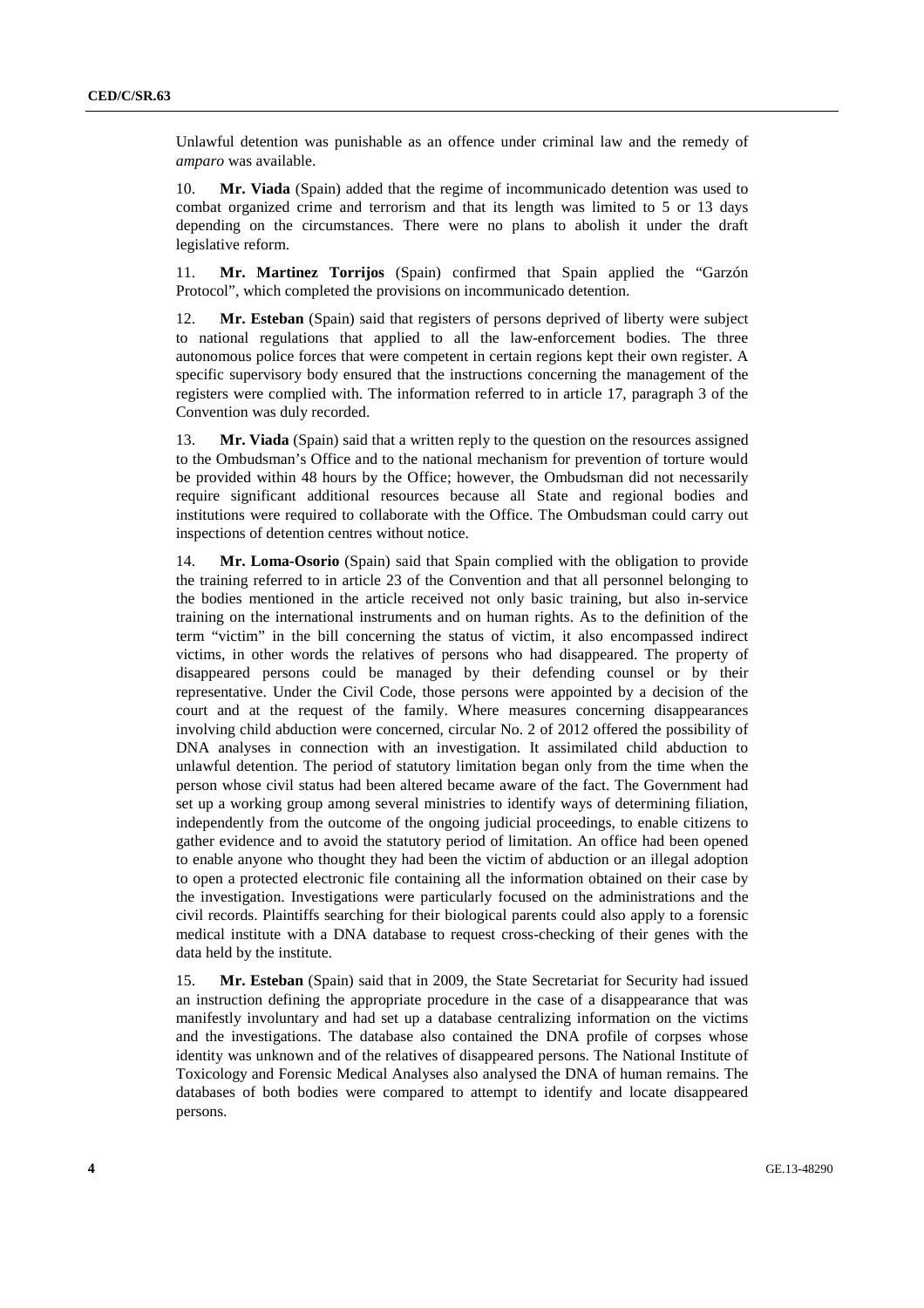Unlawful detention was punishable as an offence under criminal law and the remedy of *amparo* was available.

10. **Mr. Viada** (Spain) added that the regime of incommunicado detention was used to combat organized crime and terrorism and that its length was limited to 5 or 13 days depending on the circumstances. There were no plans to abolish it under the draft legislative reform.

11. **Mr. Martinez Torrijos** (Spain) confirmed that Spain applied the "Garzón Protocol", which completed the provisions on incommunicado detention.

12. **Mr. Esteban** (Spain) said that registers of persons deprived of liberty were subject to national regulations that applied to all the law-enforcement bodies. The three autonomous police forces that were competent in certain regions kept their own register. A specific supervisory body ensured that the instructions concerning the management of the registers were complied with. The information referred to in article 17, paragraph 3 of the Convention was duly recorded.

13. **Mr. Viada** (Spain) said that a written reply to the question on the resources assigned to the Ombudsman's Office and to the national mechanism for prevention of torture would be provided within 48 hours by the Office; however, the Ombudsman did not necessarily require significant additional resources because all State and regional bodies and institutions were required to collaborate with the Office. The Ombudsman could carry out inspections of detention centres without notice.

14. **Mr. Loma-Osorio** (Spain) said that Spain complied with the obligation to provide the training referred to in article 23 of the Convention and that all personnel belonging to the bodies mentioned in the article received not only basic training, but also in-service training on the international instruments and on human rights. As to the definition of the term "victim" in the bill concerning the status of victim, it also encompassed indirect victims, in other words the relatives of persons who had disappeared. The property of disappeared persons could be managed by their defending counsel or by their representative. Under the Civil Code, those persons were appointed by a decision of the court and at the request of the family. Where measures concerning disappearances involving child abduction were concerned, circular No. 2 of 2012 offered the possibility of DNA analyses in connection with an investigation. It assimilated child abduction to unlawful detention. The period of statutory limitation began only from the time when the person whose civil status had been altered became aware of the fact. The Government had set up a working group among several ministries to identify ways of determining filiation, independently from the outcome of the ongoing judicial proceedings, to enable citizens to gather evidence and to avoid the statutory period of limitation. An office had been opened to enable anyone who thought they had been the victim of abduction or an illegal adoption to open a protected electronic file containing all the information obtained on their case by the investigation. Investigations were particularly focused on the administrations and the civil records. Plaintiffs searching for their biological parents could also apply to a forensic medical institute with a DNA database to request cross-checking of their genes with the data held by the institute.

15. **Mr. Esteban** (Spain) said that in 2009, the State Secretariat for Security had issued an instruction defining the appropriate procedure in the case of a disappearance that was manifestly involuntary and had set up a database centralizing information on the victims and the investigations. The database also contained the DNA profile of corpses whose identity was unknown and of the relatives of disappeared persons. The National Institute of Toxicology and Forensic Medical Analyses also analysed the DNA of human remains. The databases of both bodies were compared to attempt to identify and locate disappeared persons.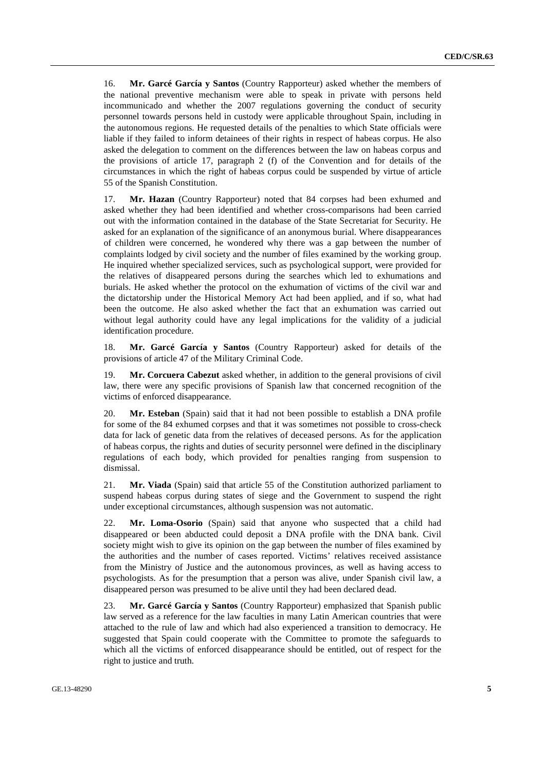16. **Mr. Garcé García y Santos** (Country Rapporteur) asked whether the members of the national preventive mechanism were able to speak in private with persons held incommunicado and whether the 2007 regulations governing the conduct of security personnel towards persons held in custody were applicable throughout Spain, including in the autonomous regions. He requested details of the penalties to which State officials were liable if they failed to inform detainees of their rights in respect of habeas corpus. He also asked the delegation to comment on the differences between the law on habeas corpus and the provisions of article 17, paragraph 2 (f) of the Convention and for details of the circumstances in which the right of habeas corpus could be suspended by virtue of article 55 of the Spanish Constitution.

17. **Mr. Hazan** (Country Rapporteur) noted that 84 corpses had been exhumed and asked whether they had been identified and whether cross-comparisons had been carried out with the information contained in the database of the State Secretariat for Security. He asked for an explanation of the significance of an anonymous burial. Where disappearances of children were concerned, he wondered why there was a gap between the number of complaints lodged by civil society and the number of files examined by the working group. He inquired whether specialized services, such as psychological support, were provided for the relatives of disappeared persons during the searches which led to exhumations and burials. He asked whether the protocol on the exhumation of victims of the civil war and the dictatorship under the Historical Memory Act had been applied, and if so, what had been the outcome. He also asked whether the fact that an exhumation was carried out without legal authority could have any legal implications for the validity of a judicial identification procedure.

18. **Mr. Garcé García y Santos** (Country Rapporteur) asked for details of the provisions of article 47 of the Military Criminal Code.

19. **Mr. Corcuera Cabezut** asked whether, in addition to the general provisions of civil law, there were any specific provisions of Spanish law that concerned recognition of the victims of enforced disappearance.

20. **Mr. Esteban** (Spain) said that it had not been possible to establish a DNA profile for some of the 84 exhumed corpses and that it was sometimes not possible to cross-check data for lack of genetic data from the relatives of deceased persons. As for the application of habeas corpus, the rights and duties of security personnel were defined in the disciplinary regulations of each body, which provided for penalties ranging from suspension to dismissal.

21. **Mr. Viada** (Spain) said that article 55 of the Constitution authorized parliament to suspend habeas corpus during states of siege and the Government to suspend the right under exceptional circumstances, although suspension was not automatic.

22. **Mr. Loma-Osorio** (Spain) said that anyone who suspected that a child had disappeared or been abducted could deposit a DNA profile with the DNA bank. Civil society might wish to give its opinion on the gap between the number of files examined by the authorities and the number of cases reported. Victims' relatives received assistance from the Ministry of Justice and the autonomous provinces, as well as having access to psychologists. As for the presumption that a person was alive, under Spanish civil law, a disappeared person was presumed to be alive until they had been declared dead.

23. **Mr. Garcé García y Santos** (Country Rapporteur) emphasized that Spanish public law served as a reference for the law faculties in many Latin American countries that were attached to the rule of law and which had also experienced a transition to democracy. He suggested that Spain could cooperate with the Committee to promote the safeguards to which all the victims of enforced disappearance should be entitled, out of respect for the right to justice and truth.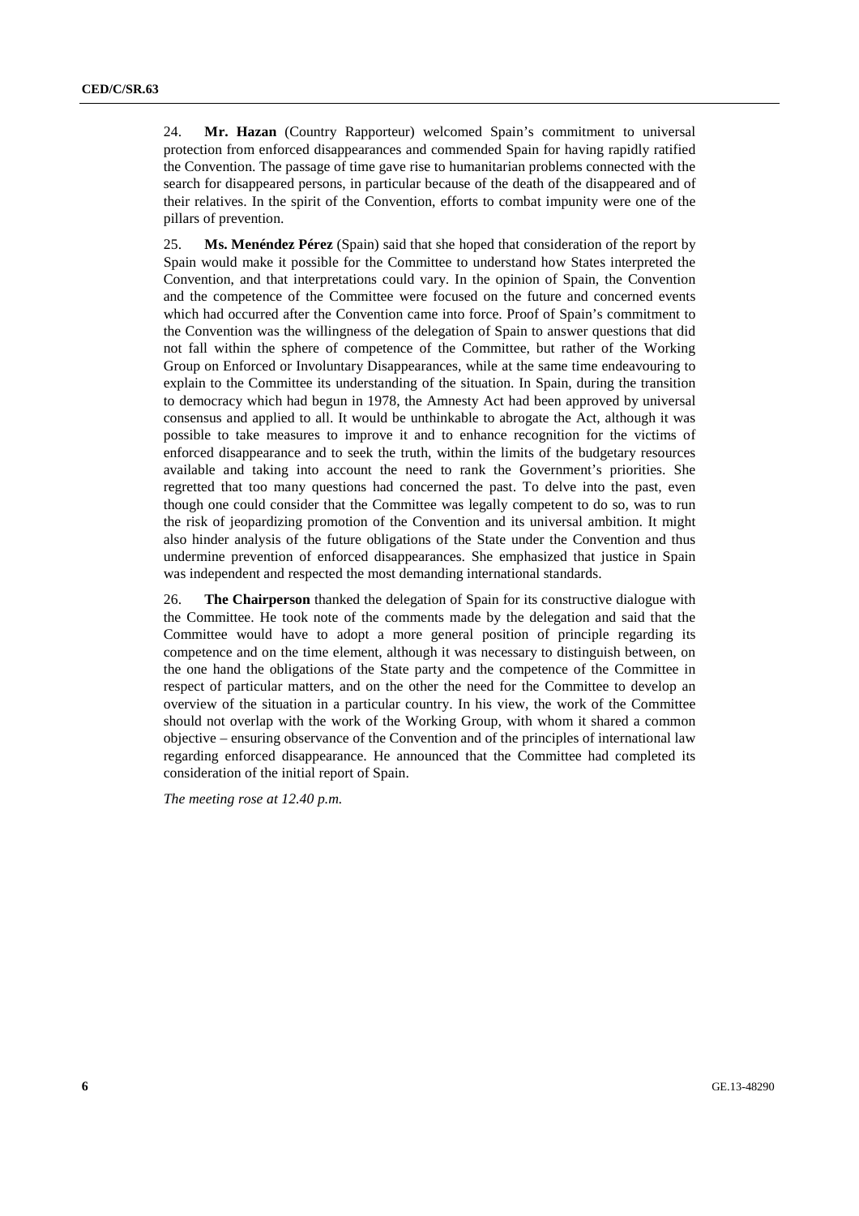24. **Mr. Hazan** (Country Rapporteur) welcomed Spain's commitment to universal protection from enforced disappearances and commended Spain for having rapidly ratified the Convention. The passage of time gave rise to humanitarian problems connected with the search for disappeared persons, in particular because of the death of the disappeared and of their relatives. In the spirit of the Convention, efforts to combat impunity were one of the pillars of prevention.

25. **Ms. Menéndez Pérez** (Spain) said that she hoped that consideration of the report by Spain would make it possible for the Committee to understand how States interpreted the Convention, and that interpretations could vary. In the opinion of Spain, the Convention and the competence of the Committee were focused on the future and concerned events which had occurred after the Convention came into force. Proof of Spain's commitment to the Convention was the willingness of the delegation of Spain to answer questions that did not fall within the sphere of competence of the Committee, but rather of the Working Group on Enforced or Involuntary Disappearances, while at the same time endeavouring to explain to the Committee its understanding of the situation. In Spain, during the transition to democracy which had begun in 1978, the Amnesty Act had been approved by universal consensus and applied to all. It would be unthinkable to abrogate the Act, although it was possible to take measures to improve it and to enhance recognition for the victims of enforced disappearance and to seek the truth, within the limits of the budgetary resources available and taking into account the need to rank the Government's priorities. She regretted that too many questions had concerned the past. To delve into the past, even though one could consider that the Committee was legally competent to do so, was to run the risk of jeopardizing promotion of the Convention and its universal ambition. It might also hinder analysis of the future obligations of the State under the Convention and thus undermine prevention of enforced disappearances. She emphasized that justice in Spain was independent and respected the most demanding international standards.

26. **The Chairperson** thanked the delegation of Spain for its constructive dialogue with the Committee. He took note of the comments made by the delegation and said that the Committee would have to adopt a more general position of principle regarding its competence and on the time element, although it was necessary to distinguish between, on the one hand the obligations of the State party and the competence of the Committee in respect of particular matters, and on the other the need for the Committee to develop an overview of the situation in a particular country. In his view, the work of the Committee should not overlap with the work of the Working Group, with whom it shared a common objective – ensuring observance of the Convention and of the principles of international law regarding enforced disappearance. He announced that the Committee had completed its consideration of the initial report of Spain.

*The meeting rose at 12.40 p.m.*